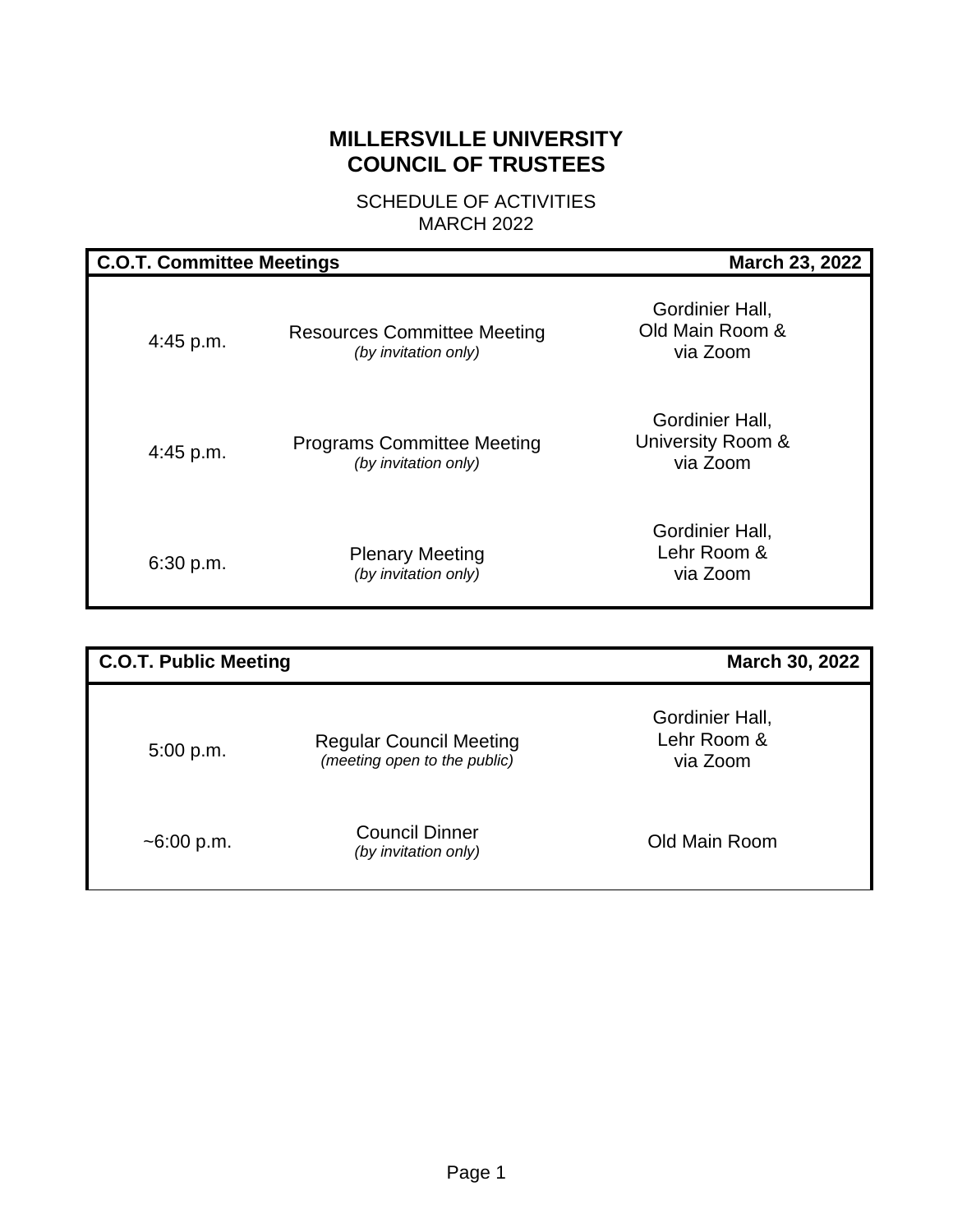# MILLERSVILLE UNIVERSITY
# COUNCIL OF TRUSTEES

SCHEDULE OF ACTIVITIES
MARCH 2022

| **C.O.T. Committee Meetings** | | **March 23, 2022** |
|---|---|---|
| 4:45 p.m. | Resources Committee Meeting *(by invitation only)* | Gordinier Hall, Old Main Room & via Zoom |
| 4:45 p.m. | Programs Committee Meeting *(by invitation only)* | Gordinier Hall, University Room & via Zoom |
| 6:30 p.m. | Plenary Meeting *(by invitation only)* | Gordinier Hall, Lehr Room & via Zoom |

| **C.O.T. Public Meeting** | | **March 30, 2022** |
|---|---|---|
| 5:00 p.m. | Regular Council Meeting *(meeting open to the public)* | Gordinier Hall, Lehr Room & via Zoom |
| ~6:00 p.m. | Council Dinner *(by invitation only)* | Old Main Room |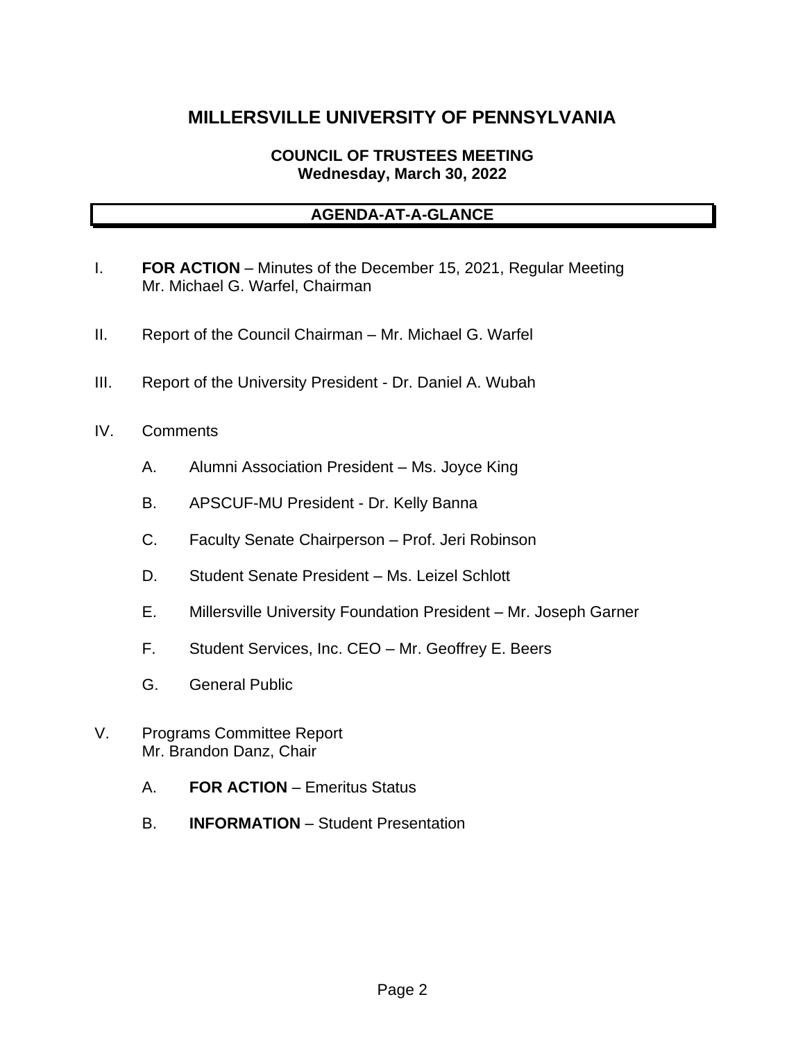# MILLERSVILLE UNIVERSITY OF PENNSYLVANIA

**COUNCIL OF TRUSTEES MEETING**
**Wednesday, March 30, 2022**

## AGENDA-AT-A-GLANCE

I. **FOR ACTION** – Minutes of the December 15, 2021, Regular Meeting
Mr. Michael G. Warfel, Chairman

II. Report of the Council Chairman – Mr. Michael G. Warfel

III. Report of the University President - Dr. Daniel A. Wubah

IV. Comments

- A. Alumni Association President – Ms. Joyce King
- B. APSCUF-MU President - Dr. Kelly Banna
- C. Faculty Senate Chairperson – Prof. Jeri Robinson
- D. Student Senate President – Ms. Leizel Schlott
- E. Millersville University Foundation President – Mr. Joseph Garner
- F. Student Services, Inc. CEO – Mr. Geoffrey E. Beers
- G. General Public

V. Programs Committee Report
Mr. Brandon Danz, Chair

- A. **FOR ACTION** – Emeritus Status
- B. **INFORMATION** – Student Presentation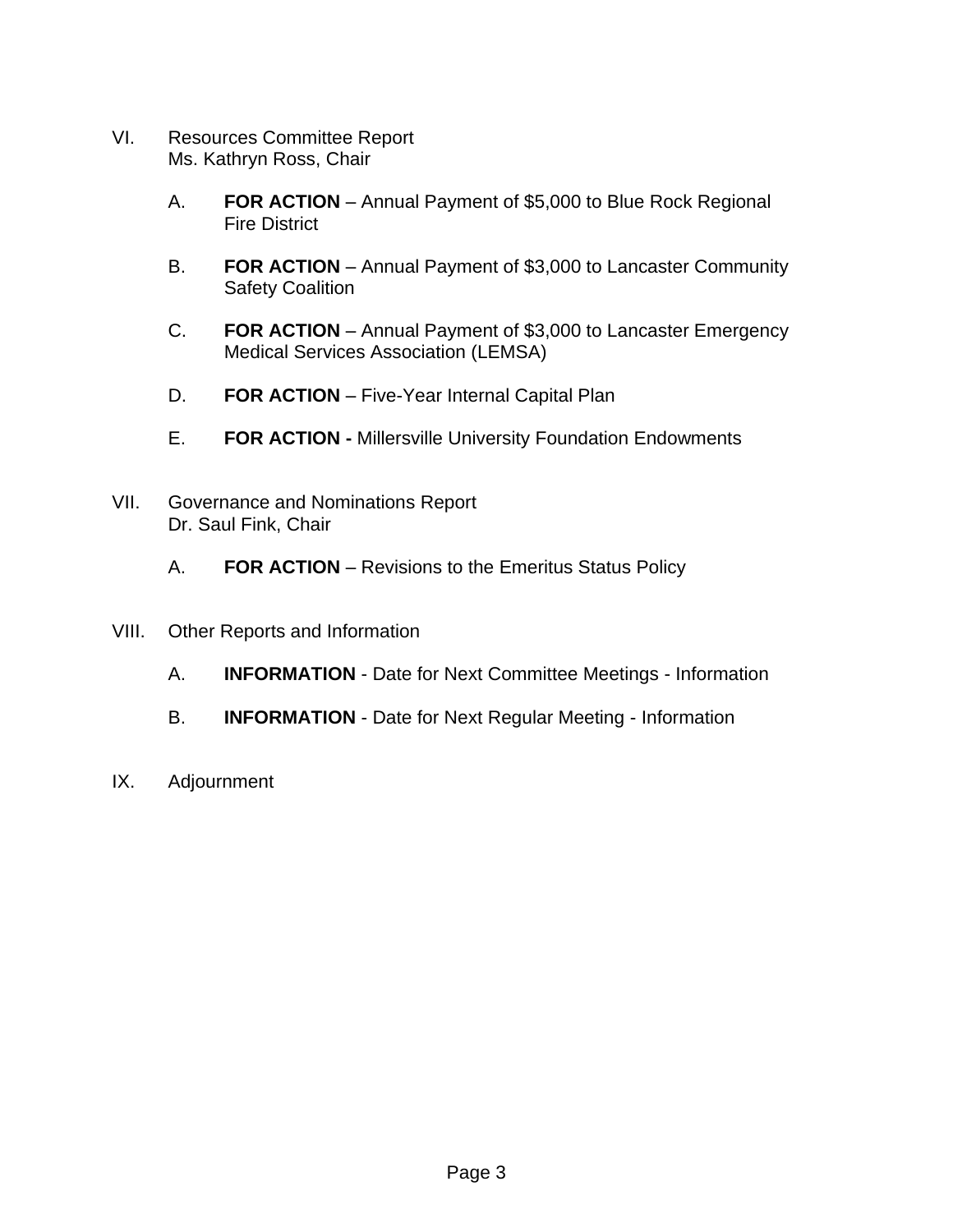VI. Resources Committee Report
Ms. Kathryn Ross, Chair

A. **FOR ACTION** – Annual Payment of $5,000 to Blue Rock Regional Fire District

B. **FOR ACTION** – Annual Payment of $3,000 to Lancaster Community Safety Coalition

C. **FOR ACTION** – Annual Payment of $3,000 to Lancaster Emergency Medical Services Association (LEMSA)

D. **FOR ACTION** – Five-Year Internal Capital Plan

E. **FOR ACTION -** Millersville University Foundation Endowments

VII. Governance and Nominations Report
Dr. Saul Fink, Chair

A. **FOR ACTION** – Revisions to the Emeritus Status Policy

VIII. Other Reports and Information

A. **INFORMATION** - Date for Next Committee Meetings - Information

B. **INFORMATION** - Date for Next Regular Meeting - Information

IX. Adjournment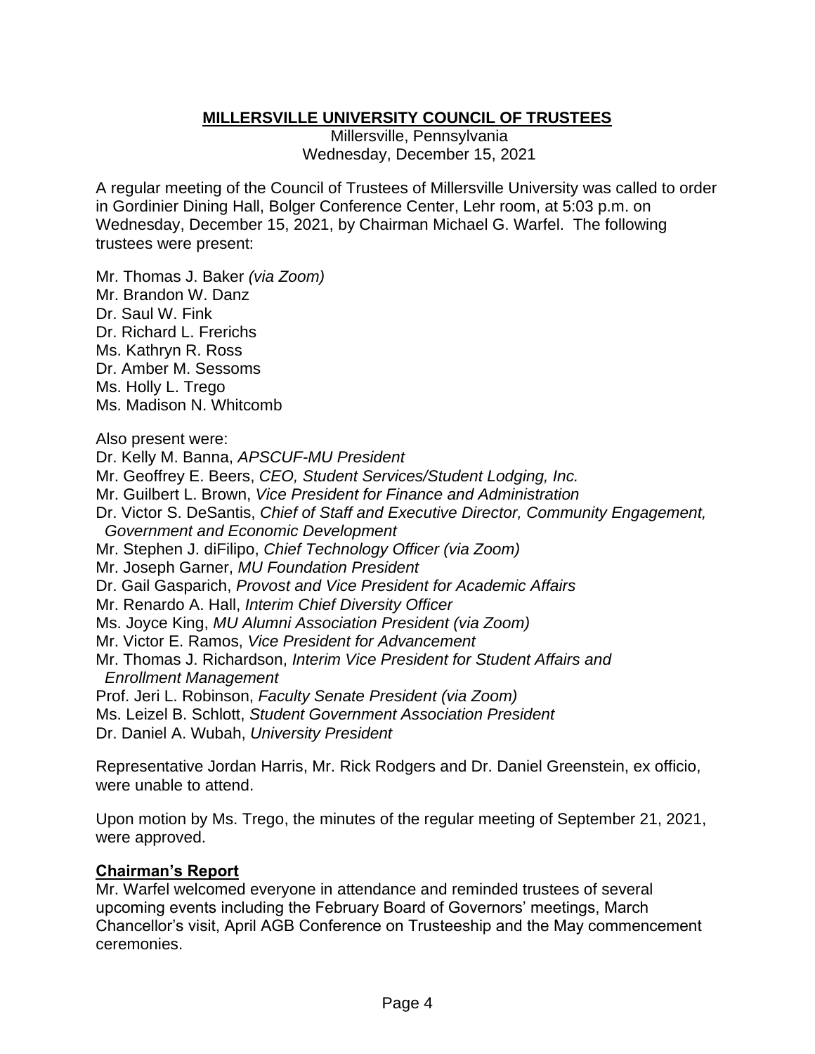**MILLERSVILLE UNIVERSITY COUNCIL OF TRUSTEES**

Millersville, Pennsylvania
Wednesday, December 15, 2021

A regular meeting of the Council of Trustees of Millersville University was called to order in Gordinier Dining Hall, Bolger Conference Center, Lehr room, at 5:03 p.m. on Wednesday, December 15, 2021, by Chairman Michael G. Warfel. The following trustees were present:

Mr. Thomas J. Baker *(via Zoom)*
Mr. Brandon W. Danz
Dr. Saul W. Fink
Dr. Richard L. Frerichs
Ms. Kathryn R. Ross
Dr. Amber M. Sessoms
Ms. Holly L. Trego
Ms. Madison N. Whitcomb

Also present were:
Dr. Kelly M. Banna, *APSCUF-MU President*
Mr. Geoffrey E. Beers, *CEO, Student Services/Student Lodging, Inc.*
Mr. Guilbert L. Brown, *Vice President for Finance and Administration*
Dr. Victor S. DeSantis, *Chief of Staff and Executive Director, Community Engagement, Government and Economic Development*
Mr. Stephen J. diFilipo, *Chief Technology Officer (via Zoom)*
Mr. Joseph Garner, *MU Foundation President*
Dr. Gail Gasparich, *Provost and Vice President for Academic Affairs*
Mr. Renardo A. Hall, *Interim Chief Diversity Officer*
Ms. Joyce King, *MU Alumni Association President (via Zoom)*
Mr. Victor E. Ramos, *Vice President for Advancement*
Mr. Thomas J. Richardson, *Interim Vice President for Student Affairs and Enrollment Management*
Prof. Jeri L. Robinson, *Faculty Senate President (via Zoom)*
Ms. Leizel B. Schlott, *Student Government Association President*
Dr. Daniel A. Wubah, *University President*

Representative Jordan Harris, Mr. Rick Rodgers and Dr. Daniel Greenstein, ex officio, were unable to attend.

Upon motion by Ms. Trego, the minutes of the regular meeting of September 21, 2021, were approved.

## Chairman's Report

Mr. Warfel welcomed everyone in attendance and reminded trustees of several upcoming events including the February Board of Governors' meetings, March Chancellor's visit, April AGB Conference on Trusteeship and the May commencement ceremonies.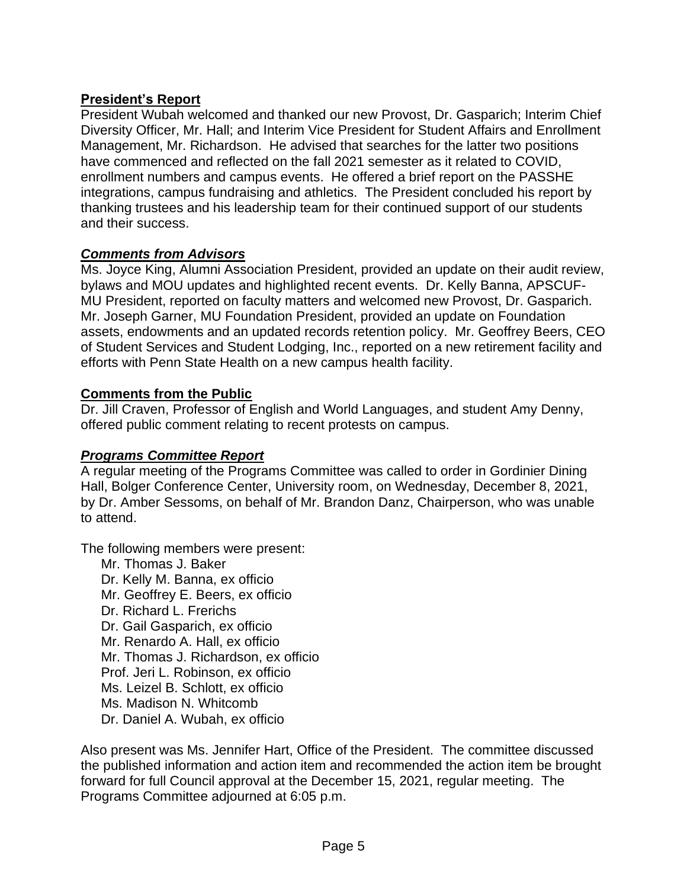**President's Report**

President Wubah welcomed and thanked our new Provost, Dr. Gasparich; Interim Chief Diversity Officer, Mr. Hall; and Interim Vice President for Student Affairs and Enrollment Management, Mr. Richardson. He advised that searches for the latter two positions have commenced and reflected on the fall 2021 semester as it related to COVID, enrollment numbers and campus events. He offered a brief report on the PASSHE integrations, campus fundraising and athletics. The President concluded his report by thanking trustees and his leadership team for their continued support of our students and their success.

***Comments from Advisors***

Ms. Joyce King, Alumni Association President, provided an update on their audit review, bylaws and MOU updates and highlighted recent events. Dr. Kelly Banna, APSCUF-MU President, reported on faculty matters and welcomed new Provost, Dr. Gasparich. Mr. Joseph Garner, MU Foundation President, provided an update on Foundation assets, endowments and an updated records retention policy. Mr. Geoffrey Beers, CEO of Student Services and Student Lodging, Inc., reported on a new retirement facility and efforts with Penn State Health on a new campus health facility.

**Comments from the Public**

Dr. Jill Craven, Professor of English and World Languages, and student Amy Denny, offered public comment relating to recent protests on campus.

***Programs Committee Report***

A regular meeting of the Programs Committee was called to order in Gordinier Dining Hall, Bolger Conference Center, University room, on Wednesday, December 8, 2021, by Dr. Amber Sessoms, on behalf of Mr. Brandon Danz, Chairperson, who was unable to attend.

The following members were present:

- Mr. Thomas J. Baker
- Dr. Kelly M. Banna, ex officio
- Mr. Geoffrey E. Beers, ex officio
- Dr. Richard L. Frerichs
- Dr. Gail Gasparich, ex officio
- Mr. Renardo A. Hall, ex officio
- Mr. Thomas J. Richardson, ex officio
- Prof. Jeri L. Robinson, ex officio
- Ms. Leizel B. Schlott, ex officio
- Ms. Madison N. Whitcomb
- Dr. Daniel A. Wubah, ex officio

Also present was Ms. Jennifer Hart, Office of the President. The committee discussed the published information and action item and recommended the action item be brought forward for full Council approval at the December 15, 2021, regular meeting. The Programs Committee adjourned at 6:05 p.m.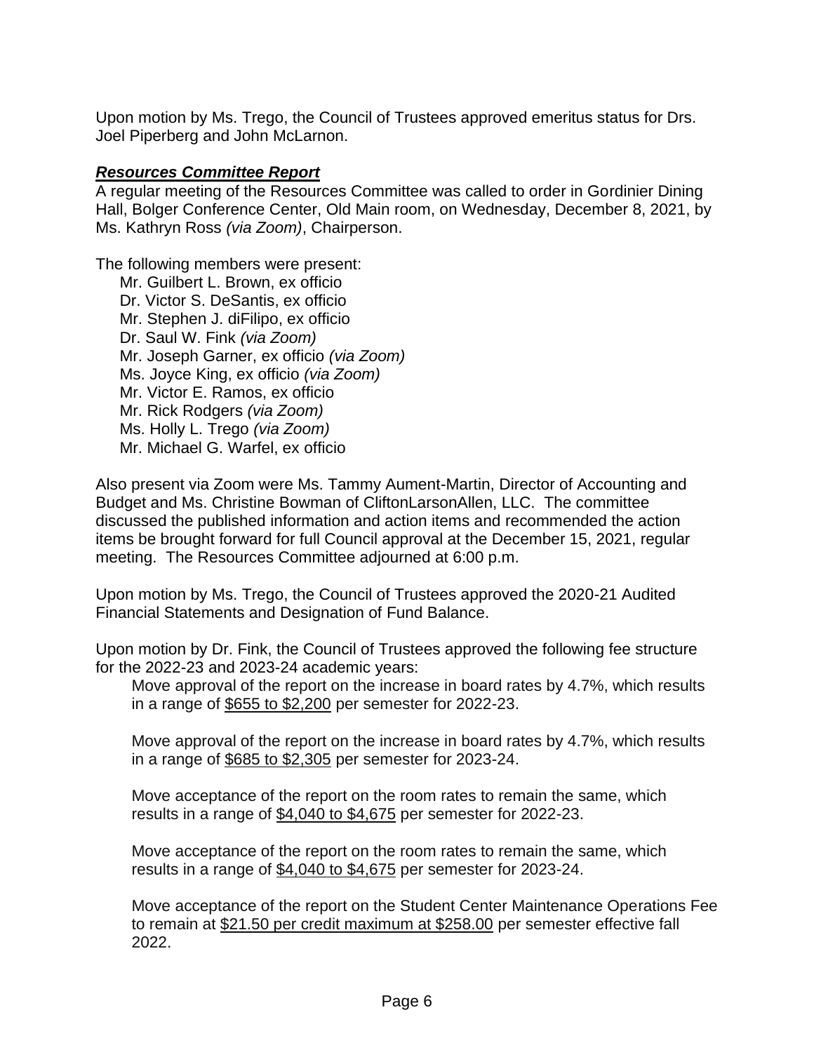Upon motion by Ms. Trego, the Council of Trustees approved emeritus status for Drs. Joel Piperberg and John McLarnon.

***Resources Committee Report***

A regular meeting of the Resources Committee was called to order in Gordinier Dining Hall, Bolger Conference Center, Old Main room, on Wednesday, December 8, 2021, by Ms. Kathryn Ross *(via Zoom)*, Chairperson.

The following members were present:

Mr. Guilbert L. Brown, ex officio
Dr. Victor S. DeSantis, ex officio
Mr. Stephen J. diFilipo, ex officio
Dr. Saul W. Fink *(via Zoom)*
Mr. Joseph Garner, ex officio *(via Zoom)*
Ms. Joyce King, ex officio *(via Zoom)*
Mr. Victor E. Ramos, ex officio
Mr. Rick Rodgers *(via Zoom)*
Ms. Holly L. Trego *(via Zoom)*
Mr. Michael G. Warfel, ex officio

Also present via Zoom were Ms. Tammy Aument-Martin, Director of Accounting and Budget and Ms. Christine Bowman of CliftonLarsonAllen, LLC. The committee discussed the published information and action items and recommended the action items be brought forward for full Council approval at the December 15, 2021, regular meeting. The Resources Committee adjourned at 6:00 p.m.

Upon motion by Ms. Trego, the Council of Trustees approved the 2020-21 Audited Financial Statements and Designation of Fund Balance.

Upon motion by Dr. Fink, the Council of Trustees approved the following fee structure for the 2022-23 and 2023-24 academic years:

> Move approval of the report on the increase in board rates by 4.7%, which results in a range of <u>$655 to $2,200</u> per semester for 2022-23.
>
> Move approval of the report on the increase in board rates by 4.7%, which results in a range of <u>$685 to $2,305</u> per semester for 2023-24.
>
> Move acceptance of the report on the room rates to remain the same, which results in a range of <u>$4,040 to $4,675</u> per semester for 2022-23.
>
> Move acceptance of the report on the room rates to remain the same, which results in a range of <u>$4,040 to $4,675</u> per semester for 2023-24.
>
> Move acceptance of the report on the Student Center Maintenance Operations Fee to remain at <u>$21.50 per credit maximum at $258.00</u> per semester effective fall 2022.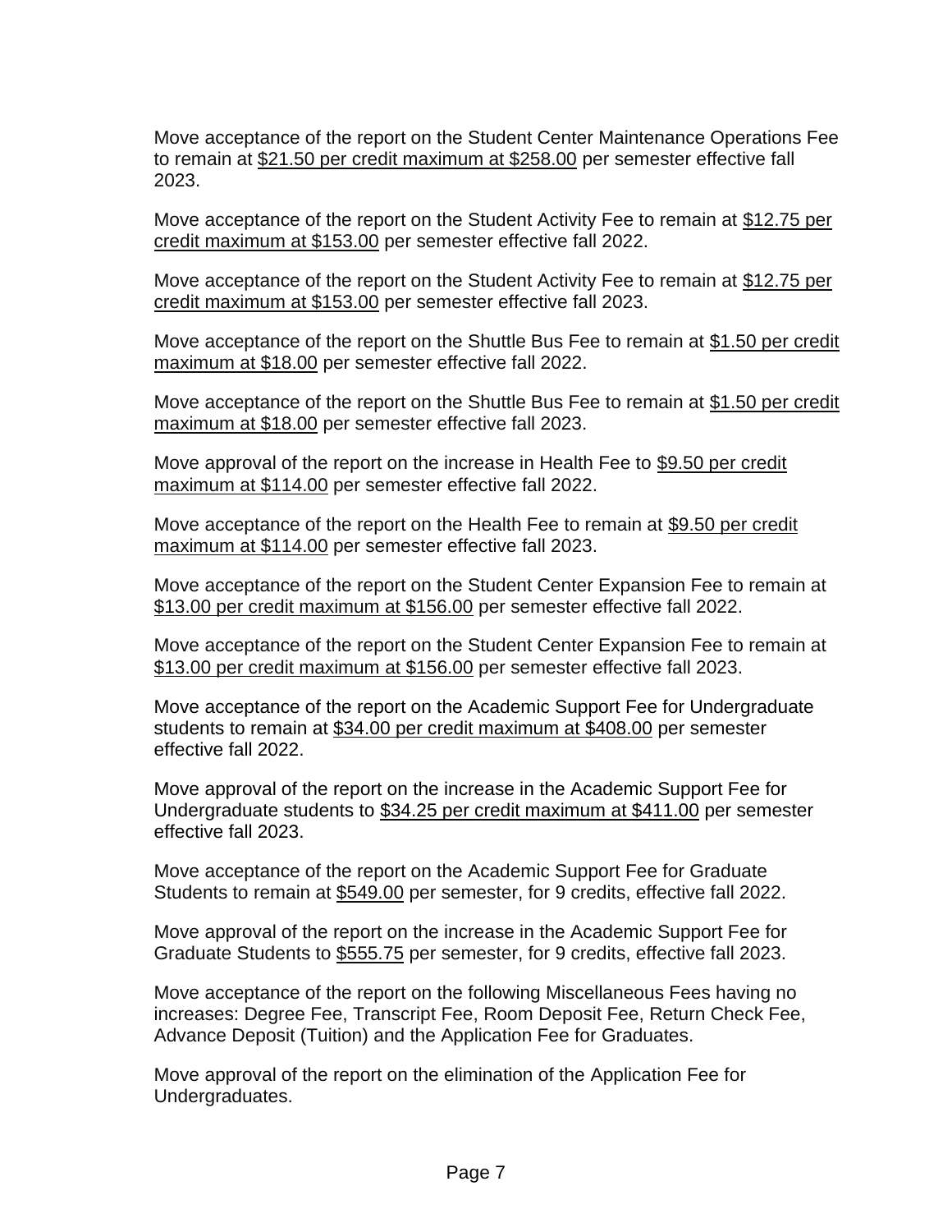Move acceptance of the report on the Student Center Maintenance Operations Fee to remain at <u>$21.50 per credit maximum at $258.00</u> per semester effective fall 2023.

Move acceptance of the report on the Student Activity Fee to remain at <u>$12.75 per credit maximum at $153.00</u> per semester effective fall 2022.

Move acceptance of the report on the Student Activity Fee to remain at <u>$12.75 per credit maximum at $153.00</u> per semester effective fall 2023.

Move acceptance of the report on the Shuttle Bus Fee to remain at <u>$1.50 per credit maximum at $18.00</u> per semester effective fall 2022.

Move acceptance of the report on the Shuttle Bus Fee to remain at <u>$1.50 per credit maximum at $18.00</u> per semester effective fall 2023.

Move approval of the report on the increase in Health Fee to <u>$9.50 per credit maximum at $114.00</u> per semester effective fall 2022.

Move acceptance of the report on the Health Fee to remain at <u>$9.50 per credit maximum at $114.00</u> per semester effective fall 2023.

Move acceptance of the report on the Student Center Expansion Fee to remain at <u>$13.00 per credit maximum at $156.00</u> per semester effective fall 2022.

Move acceptance of the report on the Student Center Expansion Fee to remain at <u>$13.00 per credit maximum at $156.00</u> per semester effective fall 2023.

Move acceptance of the report on the Academic Support Fee for Undergraduate students to remain at <u>$34.00 per credit maximum at $408.00</u> per semester effective fall 2022.

Move approval of the report on the increase in the Academic Support Fee for Undergraduate students to <u>$34.25 per credit maximum at $411.00</u> per semester effective fall 2023.

Move acceptance of the report on the Academic Support Fee for Graduate Students to remain at <u>$549.00</u> per semester, for 9 credits, effective fall 2022.

Move approval of the report on the increase in the Academic Support Fee for Graduate Students to <u>$555.75</u> per semester, for 9 credits, effective fall 2023.

Move acceptance of the report on the following Miscellaneous Fees having no increases: Degree Fee, Transcript Fee, Room Deposit Fee, Return Check Fee, Advance Deposit (Tuition) and the Application Fee for Graduates.

Move approval of the report on the elimination of the Application Fee for Undergraduates.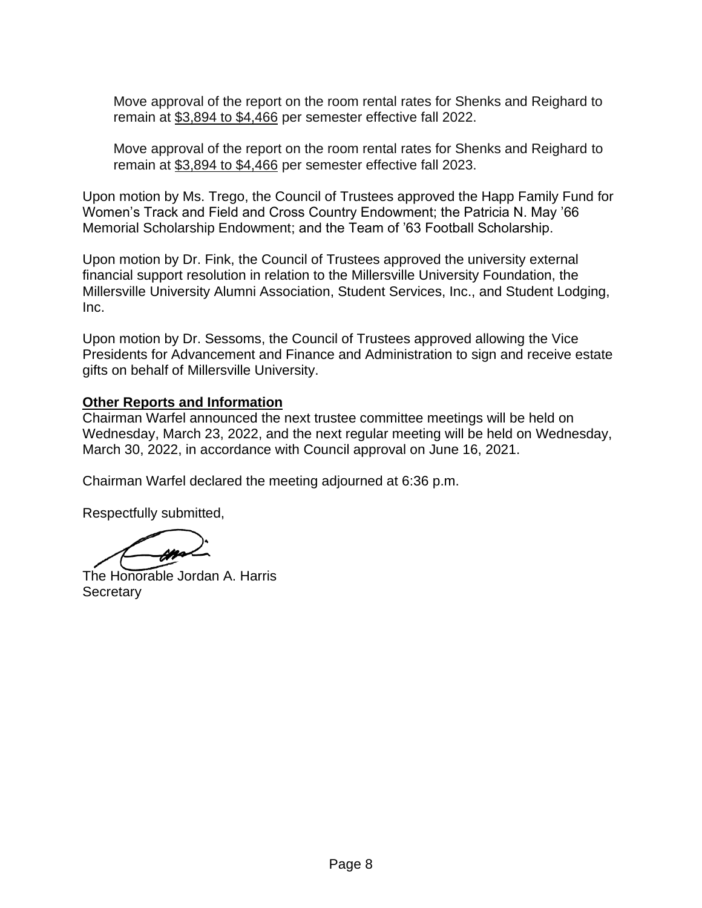Move approval of the report on the room rental rates for Shenks and Reighard to remain at $3,894 to $4,466 per semester effective fall 2022.

Move approval of the report on the room rental rates for Shenks and Reighard to remain at $3,894 to $4,466 per semester effective fall 2023.

Upon motion by Ms. Trego, the Council of Trustees approved the Happ Family Fund for Women's Track and Field and Cross Country Endowment; the Patricia N. May '66 Memorial Scholarship Endowment; and the Team of '63 Football Scholarship.

Upon motion by Dr. Fink, the Council of Trustees approved the university external financial support resolution in relation to the Millersville University Foundation, the Millersville University Alumni Association, Student Services, Inc., and Student Lodging, Inc.

Upon motion by Dr. Sessoms, the Council of Trustees approved allowing the Vice Presidents for Advancement and Finance and Administration to sign and receive estate gifts on behalf of Millersville University.

**Other Reports and Information**

Chairman Warfel announced the next trustee committee meetings will be held on Wednesday, March 23, 2022, and the next regular meeting will be held on Wednesday, March 30, 2022, in accordance with Council approval on June 16, 2021.

Chairman Warfel declared the meeting adjourned at 6:36 p.m.

Respectfully submitted,

The Honorable Jordan A. Harris
Secretary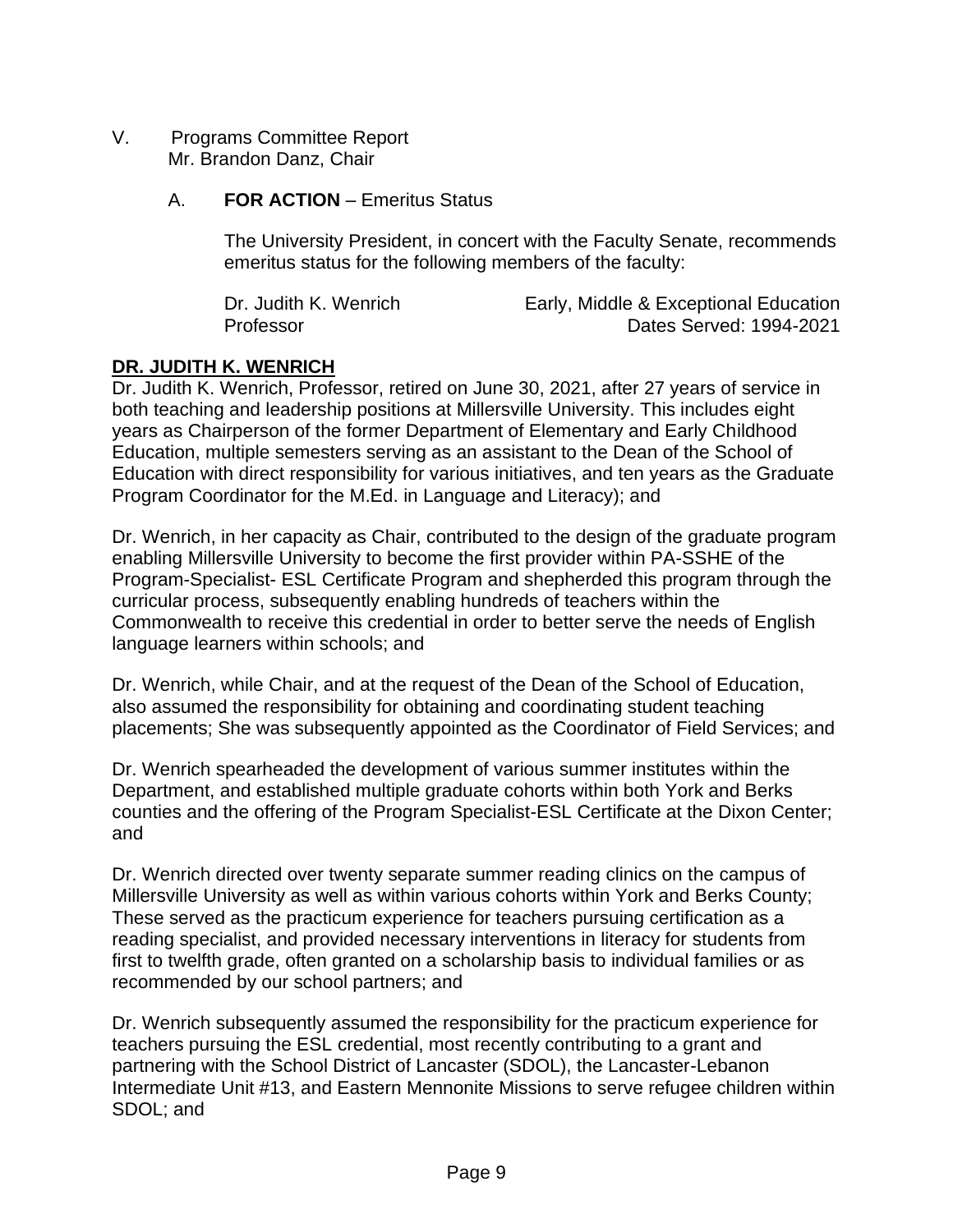V. Programs Committee Report
Mr. Brandon Danz, Chair

A. **FOR ACTION** – Emeritus Status

The University President, in concert with the Faculty Senate, recommends emeritus status for the following members of the faculty:

| | |
|---|---|
| Dr. Judith K. Wenrich | Early, Middle & Exceptional Education |
| Professor | Dates Served: 1994-2021 |

**DR. JUDITH K. WENRICH**

Dr. Judith K. Wenrich, Professor, retired on June 30, 2021, after 27 years of service in both teaching and leadership positions at Millersville University. This includes eight years as Chairperson of the former Department of Elementary and Early Childhood Education, multiple semesters serving as an assistant to the Dean of the School of Education with direct responsibility for various initiatives, and ten years as the Graduate Program Coordinator for the M.Ed. in Language and Literacy); and

Dr. Wenrich, in her capacity as Chair, contributed to the design of the graduate program enabling Millersville University to become the first provider within PA-SSHE of the Program-Specialist- ESL Certificate Program and shepherded this program through the curricular process, subsequently enabling hundreds of teachers within the Commonwealth to receive this credential in order to better serve the needs of English language learners within schools; and

Dr. Wenrich, while Chair, and at the request of the Dean of the School of Education, also assumed the responsibility for obtaining and coordinating student teaching placements; She was subsequently appointed as the Coordinator of Field Services; and

Dr. Wenrich spearheaded the development of various summer institutes within the Department, and established multiple graduate cohorts within both York and Berks counties and the offering of the Program Specialist-ESL Certificate at the Dixon Center; and

Dr. Wenrich directed over twenty separate summer reading clinics on the campus of Millersville University as well as within various cohorts within York and Berks County; These served as the practicum experience for teachers pursuing certification as a reading specialist, and provided necessary interventions in literacy for students from first to twelfth grade, often granted on a scholarship basis to individual families or as recommended by our school partners; and

Dr. Wenrich subsequently assumed the responsibility for the practicum experience for teachers pursuing the ESL credential, most recently contributing to a grant and partnering with the School District of Lancaster (SDOL), the Lancaster-Lebanon Intermediate Unit #13, and Eastern Mennonite Missions to serve refugee children within SDOL; and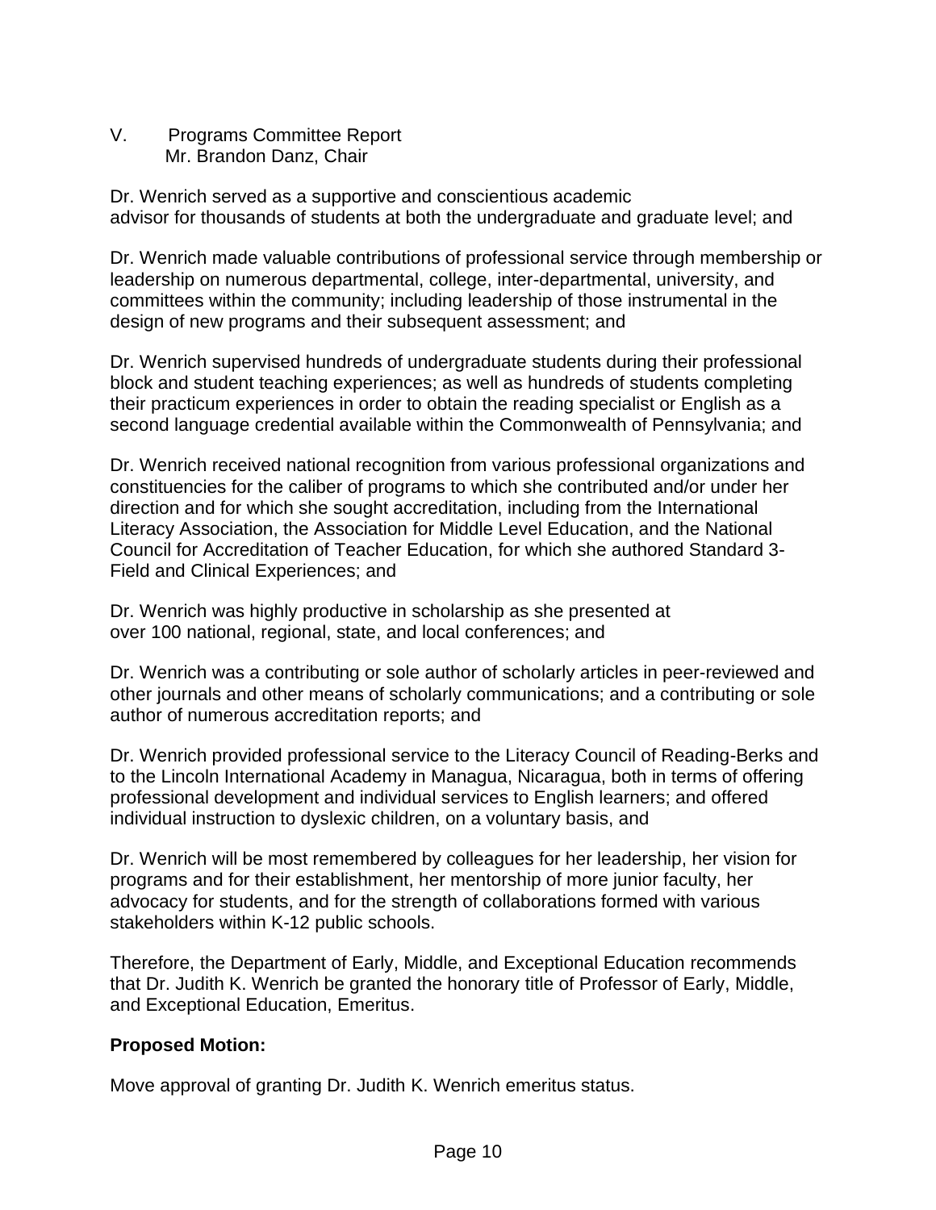V. Programs Committee Report
Mr. Brandon Danz, Chair

Dr. Wenrich served as a supportive and conscientious academic advisor for thousands of students at both the undergraduate and graduate level; and

Dr. Wenrich made valuable contributions of professional service through membership or leadership on numerous departmental, college, inter-departmental, university, and committees within the community; including leadership of those instrumental in the design of new programs and their subsequent assessment; and

Dr. Wenrich supervised hundreds of undergraduate students during their professional block and student teaching experiences; as well as hundreds of students completing their practicum experiences in order to obtain the reading specialist or English as a second language credential available within the Commonwealth of Pennsylvania; and

Dr. Wenrich received national recognition from various professional organizations and constituencies for the caliber of programs to which she contributed and/or under her direction and for which she sought accreditation, including from the International Literacy Association, the Association for Middle Level Education, and the National Council for Accreditation of Teacher Education, for which she authored Standard 3-Field and Clinical Experiences; and

Dr. Wenrich was highly productive in scholarship as she presented at over 100 national, regional, state, and local conferences; and

Dr. Wenrich was a contributing or sole author of scholarly articles in peer-reviewed and other journals and other means of scholarly communications; and a contributing or sole author of numerous accreditation reports; and

Dr. Wenrich provided professional service to the Literacy Council of Reading-Berks and to the Lincoln International Academy in Managua, Nicaragua, both in terms of offering professional development and individual services to English learners; and offered individual instruction to dyslexic children, on a voluntary basis, and

Dr. Wenrich will be most remembered by colleagues for her leadership, her vision for programs and for their establishment, her mentorship of more junior faculty, her advocacy for students, and for the strength of collaborations formed with various stakeholders within K-12 public schools.

Therefore, the Department of Early, Middle, and Exceptional Education recommends that Dr. Judith K. Wenrich be granted the honorary title of Professor of Early, Middle, and Exceptional Education, Emeritus.

**Proposed Motion:**

Move approval of granting Dr. Judith K. Wenrich emeritus status.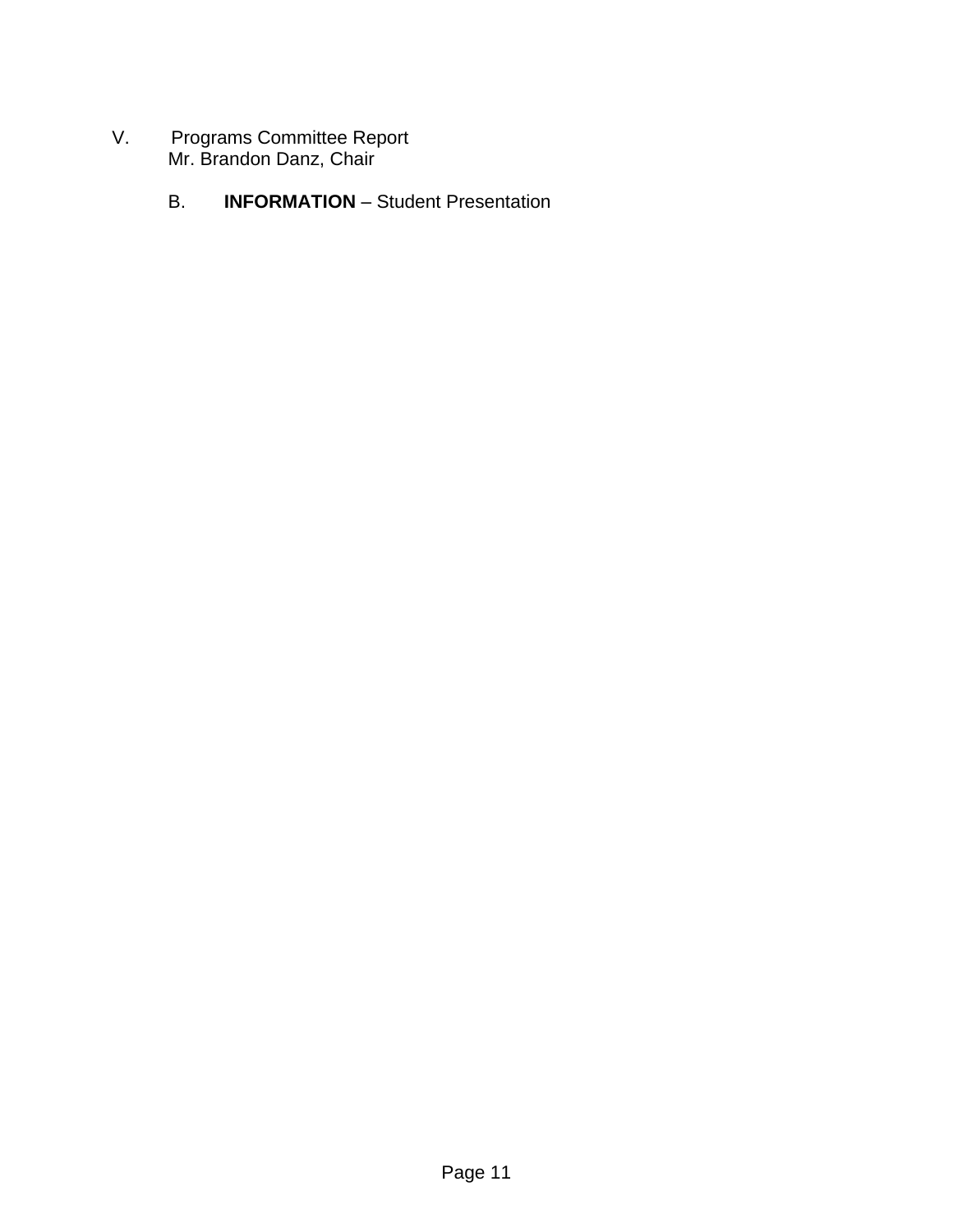V. Programs Committee Report
Mr. Brandon Danz, Chair

B. **INFORMATION** – Student Presentation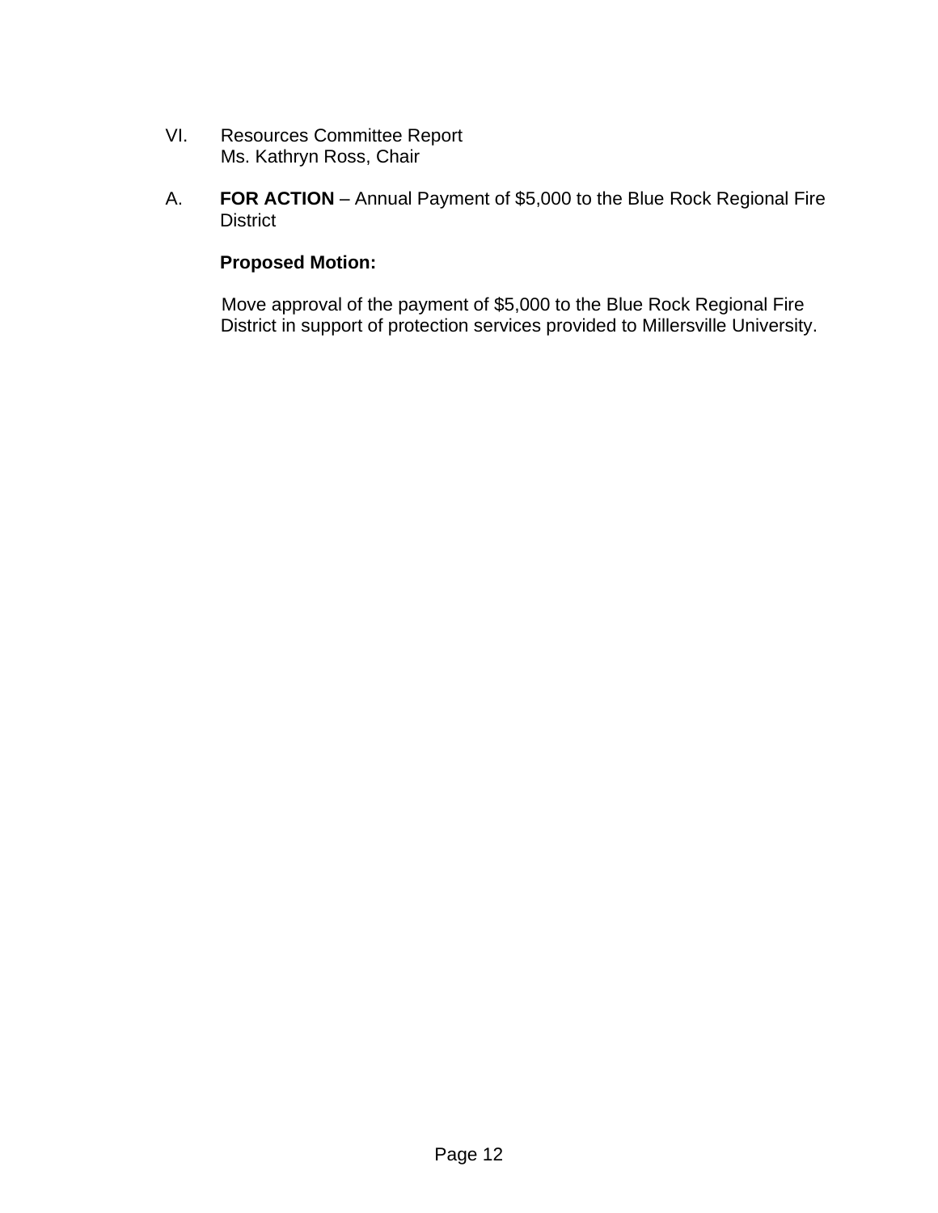VI. Resources Committee Report
Ms. Kathryn Ross, Chair

A. **FOR ACTION** – Annual Payment of $5,000 to the Blue Rock Regional Fire District

**Proposed Motion:**

Move approval of the payment of $5,000 to the Blue Rock Regional Fire District in support of protection services provided to Millersville University.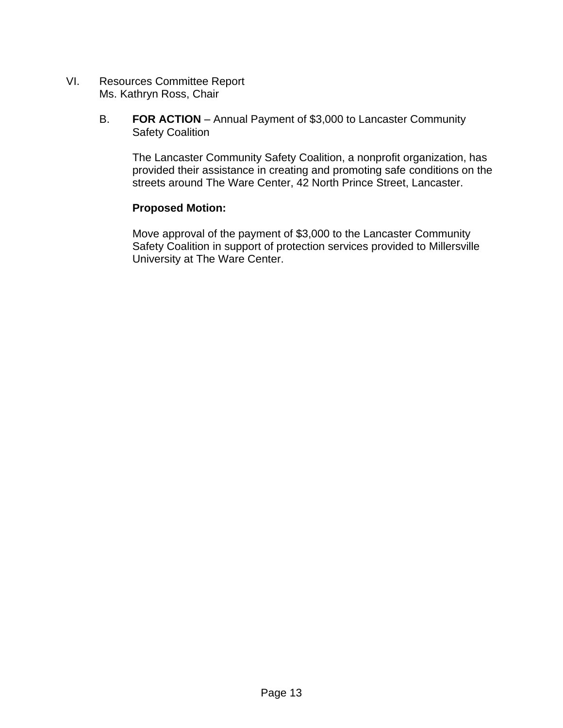VI. Resources Committee Report
Ms. Kathryn Ross, Chair

B. **FOR ACTION** – Annual Payment of $3,000 to Lancaster Community Safety Coalition

The Lancaster Community Safety Coalition, a nonprofit organization, has provided their assistance in creating and promoting safe conditions on the streets around The Ware Center, 42 North Prince Street, Lancaster.

**Proposed Motion:**

Move approval of the payment of $3,000 to the Lancaster Community Safety Coalition in support of protection services provided to Millersville University at The Ware Center.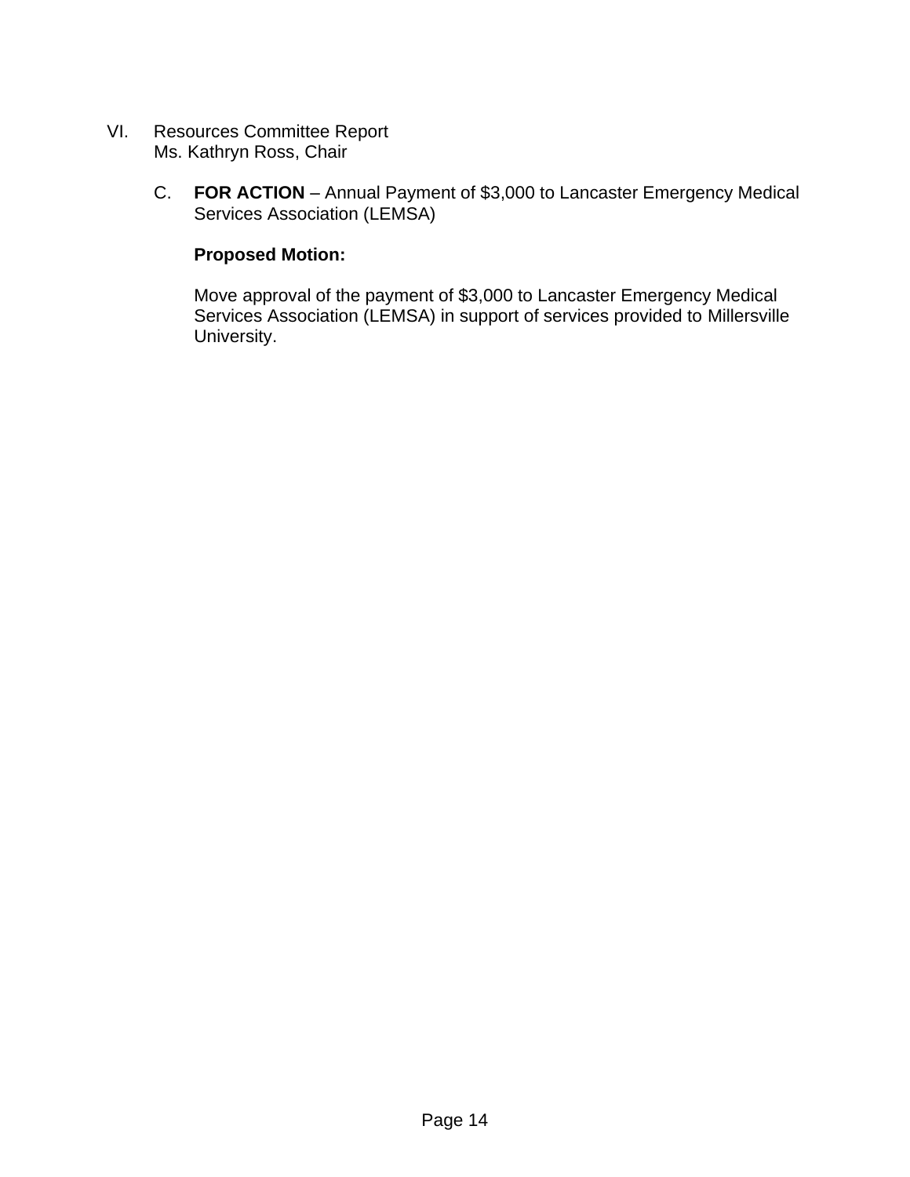VI. Resources Committee Report
Ms. Kathryn Ross, Chair

C. **FOR ACTION** – Annual Payment of $3,000 to Lancaster Emergency Medical Services Association (LEMSA)

**Proposed Motion:**

Move approval of the payment of $3,000 to Lancaster Emergency Medical Services Association (LEMSA) in support of services provided to Millersville University.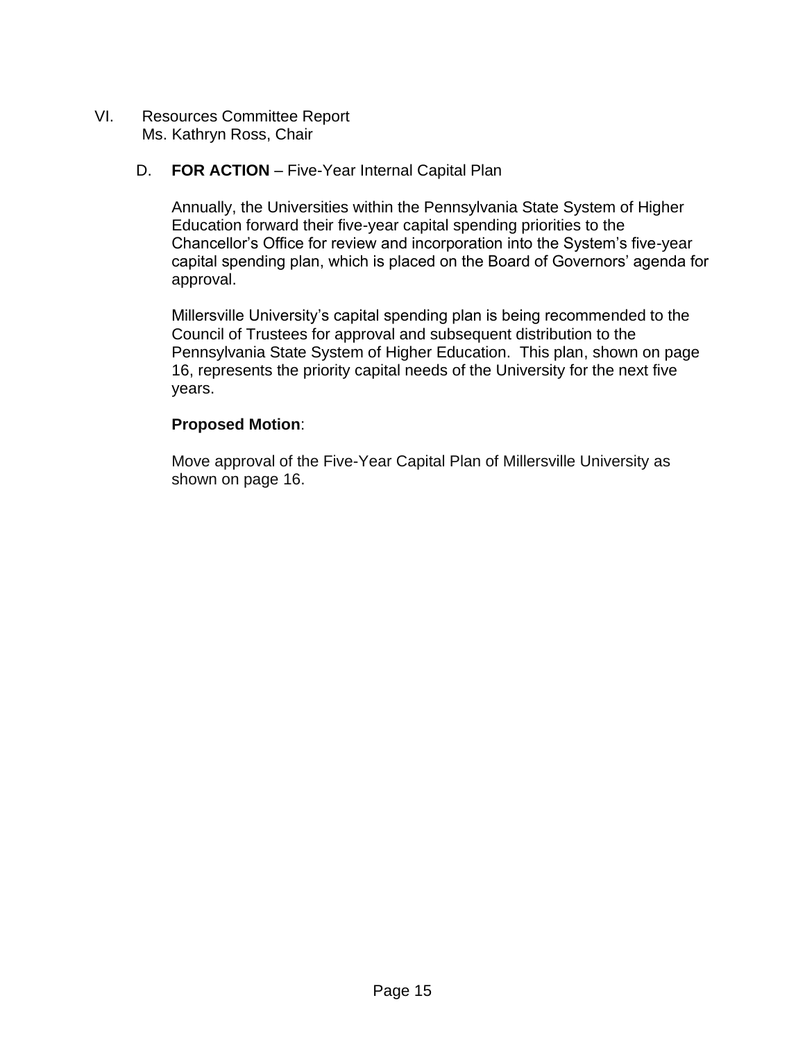VI. Resources Committee Report
Ms. Kathryn Ross, Chair

D. **FOR ACTION** – Five-Year Internal Capital Plan

Annually, the Universities within the Pennsylvania State System of Higher Education forward their five-year capital spending priorities to the Chancellor's Office for review and incorporation into the System's five-year capital spending plan, which is placed on the Board of Governors' agenda for approval.

Millersville University's capital spending plan is being recommended to the Council of Trustees for approval and subsequent distribution to the Pennsylvania State System of Higher Education. This plan, shown on page 16, represents the priority capital needs of the University for the next five years.

**Proposed Motion**:

Move approval of the Five-Year Capital Plan of Millersville University as shown on page 16.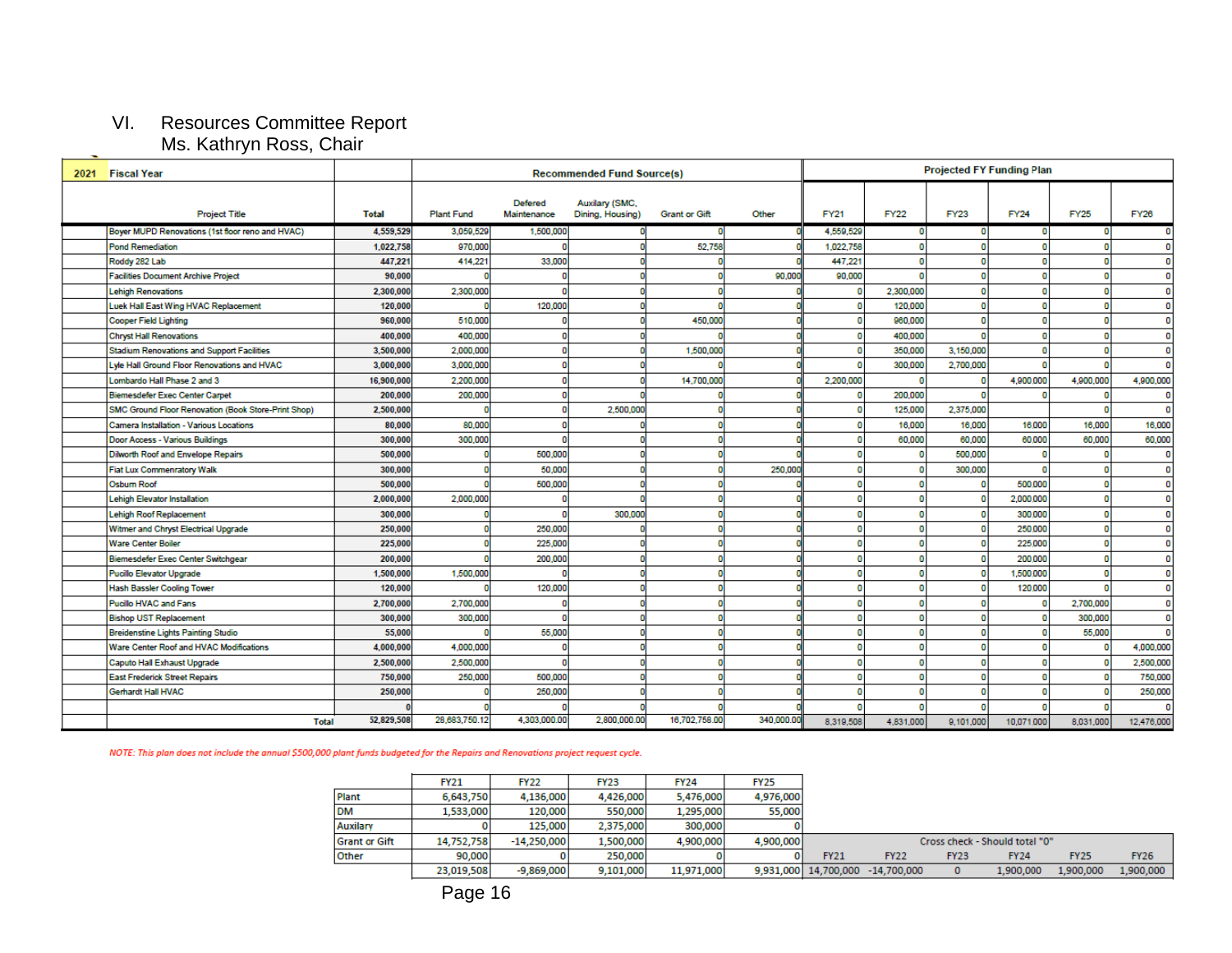VI. Resources Committee Report
Ms. Kathryn Ross, Chair

| 2021 | Fiscal Year | | Recommended Fund Source(s) | | | | | Projected FY Funding Plan | | | | | |
|---|---|---|---|---|---|---|---|---|---|---|---|---|---|
| | Project Title | Total | Plant Fund | Defered Maintenance | Auxilary (SMC, Dining, Housing) | Grant or Gift | Other | FY21 | FY22 | FY23 | FY24 | FY25 | FY26 |
| | Boyer MUPD Renovations (1st floor reno and HVAC) | 4,559,529 | 3,059,529 | 1,500,000 | 0 | 0 | 0 | 4,559,529 | 0 | 0 | 0 | 0 | 0 |
| | Pond Remediation | 1,022,758 | 970,000 | 0 | 0 | 52,758 | 0 | 1,022,758 | 0 | 0 | 0 | 0 | 0 |
| | Roddy 282 Lab | 447,221 | 414,221 | 33,000 | 0 | 0 | 0 | 447,221 | 0 | 0 | 0 | 0 | 0 |
| | Facilities Document Archive Project | 90,000 | 0 | 0 | 0 | 0 | 90,000 | 90,000 | 0 | 0 | 0 | 0 | 0 |
| | Lehigh Renovations | 2,300,000 | 2,300,000 | 0 | 0 | 0 | 0 | 0 | 2,300,000 | 0 | 0 | 0 | 0 |
| | Luek Hall East Wing HVAC Replacement | 120,000 | 0 | 120,000 | 0 | 0 | 0 | 0 | 120,000 | 0 | 0 | 0 | 0 |
| | Cooper Field Lighting | 960,000 | 510,000 | 0 | 0 | 450,000 | 0 | 0 | 960,000 | 0 | 0 | 0 | 0 |
| | Chryst Hall Renovations | 400,000 | 400,000 | 0 | 0 | 0 | 0 | 0 | 400,000 | 0 | 0 | 0 | 0 |
| | Stadium Renovations and Support Facilities | 3,500,000 | 2,000,000 | 0 | 0 | 1,500,000 | 0 | 0 | 350,000 | 3,150,000 | 0 | 0 | 0 |
| | Lyle Hall Ground Floor Renovations and HVAC | 3,000,000 | 3,000,000 | 0 | 0 | 0 | 0 | 0 | 300,000 | 2,700,000 | 0 | 0 | 0 |
| | Lombardo Hall Phase 2 and 3 | 16,900,000 | 2,200,000 | 0 | 0 | 14,700,000 | 0 | 2,200,000 | 0 | 0 | 4,900,000 | 4,900,000 | 4,900,000 |
| | Biemesdefer Exec Center Carpet | 200,000 | 200,000 | 0 | 0 | 0 | 0 | 0 | 200,000 | 0 | 0 | 0 | 0 |
| | SMC Ground Floor Renovation (Book Store-Print Shop) | 2,500,000 | 0 | 0 | 2,500,000 | 0 | 0 | 0 | 125,000 | 2,375,000 | | 0 | 0 |
| | Camera Installation - Various Locations | 80,000 | 80,000 | 0 | 0 | 0 | 0 | 0 | 16,000 | 16,000 | 16,000 | 16,000 | 16,000 |
| | Door Access - Various Buildings | 300,000 | 300,000 | 0 | 0 | 0 | 0 | 0 | 60,000 | 60,000 | 60,000 | 60,000 | 60,000 |
| | Dilworth Roof and Envelope Repairs | 500,000 | 0 | 500,000 | 0 | 0 | 0 | 0 | 0 | 500,000 | 0 | 0 | 0 |
| | Fiat Lux Commenratory Walk | 300,000 | 0 | 50,000 | 0 | 0 | 250,000 | 0 | 0 | 300,000 | 0 | 0 | 0 |
| | Osburn Roof | 500,000 | 0 | 500,000 | 0 | 0 | 0 | 0 | 0 | 0 | 500,000 | 0 | 0 |
| | Lehigh Elevator Installation | 2,000,000 | 2,000,000 | 0 | 0 | 0 | 0 | 0 | 0 | 0 | 2,000,000 | 0 | 0 |
| | Lehigh Roof Replacement | 300,000 | 0 | 0 | 300,000 | 0 | 0 | 0 | 0 | 0 | 300,000 | 0 | 0 |
| | Witmer and Chryst Electrical Upgrade | 250,000 | 0 | 250,000 | 0 | 0 | 0 | 0 | 0 | 0 | 250,000 | 0 | 0 |
| | Ware Center Boiler | 225,000 | 0 | 225,000 | 0 | 0 | 0 | 0 | 0 | 0 | 225,000 | 0 | 0 |
| | Biemesdefer Exec Center Switchgear | 200,000 | 0 | 200,000 | 0 | 0 | 0 | 0 | 0 | 0 | 200,000 | 0 | 0 |
| | Pucillo Elevator Upgrade | 1,500,000 | 1,500,000 | 0 | 0 | 0 | 0 | 0 | 0 | 0 | 1,500,000 | 0 | 0 |
| | Hash Bassler Cooling Tower | 120,000 | 0 | 120,000 | 0 | 0 | 0 | 0 | 0 | 0 | 120,000 | 0 | 0 |
| | Pucillo HVAC and Fans | 2,700,000 | 2,700,000 | 0 | 0 | 0 | 0 | 0 | 0 | 0 | 0 | 2,700,000 | 0 |
| | Bishop UST Replacement | 300,000 | 300,000 | 0 | 0 | 0 | 0 | 0 | 0 | 0 | 0 | 300,000 | 0 |
| | Breidenstine Lights Painting Studio | 55,000 | 0 | 55,000 | 0 | 0 | 0 | 0 | 0 | 0 | 0 | 55,000 | 0 |
| | Ware Center Roof and HVAC Modifications | 4,000,000 | 4,000,000 | 0 | 0 | 0 | 0 | 0 | 0 | 0 | 0 | 0 | 4,000,000 |
| | Caputo Hall Exhaust Upgrade | 2,500,000 | 2,500,000 | 0 | 0 | 0 | 0 | 0 | 0 | 0 | 0 | 0 | 2,500,000 |
| | East Frederick Street Repairs | 750,000 | 250,000 | 500,000 | 0 | 0 | 0 | 0 | 0 | 0 | 0 | 0 | 750,000 |
| | Gerhardt Hall HVAC | 250,000 | 0 | 250,000 | 0 | 0 | 0 | 0 | 0 | 0 | 0 | 0 | 250,000 |
| | | 0 | 0 | 0 | 0 | 0 | 0 | 0 | 0 | 0 | 0 | 0 | 0 |
| | Total | 52,829,508 | 28,683,750.12 | 4,303,000.00 | 2,800,000.00 | 16,702,758.00 | 340,000.00 | 8,319,508 | 4,831,000 | 9,101,000 | 10,071,000 | 8,031,000 | 12,476,000 |

*NOTE: This plan does not include the annual $500,000 plant funds budgeted for the Repairs and Renovations project request cycle.*

| | FY21 | FY22 | FY23 | FY24 | FY25 |
|---|---|---|---|---|---|
| Plant | 6,643,750 | 4,136,000 | 4,426,000 | 5,476,000 | 4,976,000 |
| DM | 1,533,000 | 120,000 | 550,000 | 1,295,000 | 55,000 |
| Auxilary | 0 | 125,000 | 2,375,000 | 300,000 | 0 |
| Grant or Gift | 14,752,758 | -14,250,000 | 1,500,000 | 4,900,000 | 4,900,000 |
| Other | 90,000 | 0 | 250,000 | 0 | 0 |
| | 23,019,508 | -9,869,000 | 9,101,000 | 11,971,000 | 9,931,000 |

| Cross check - Should total "0" | | | | | |
|---|---|---|---|---|---|
| FY21 | FY22 | FY23 | FY24 | FY25 | FY26 |
| 14,700,000 | -14,700,000 | 0 | 1,900,000 | 1,900,000 | 1,900,000 |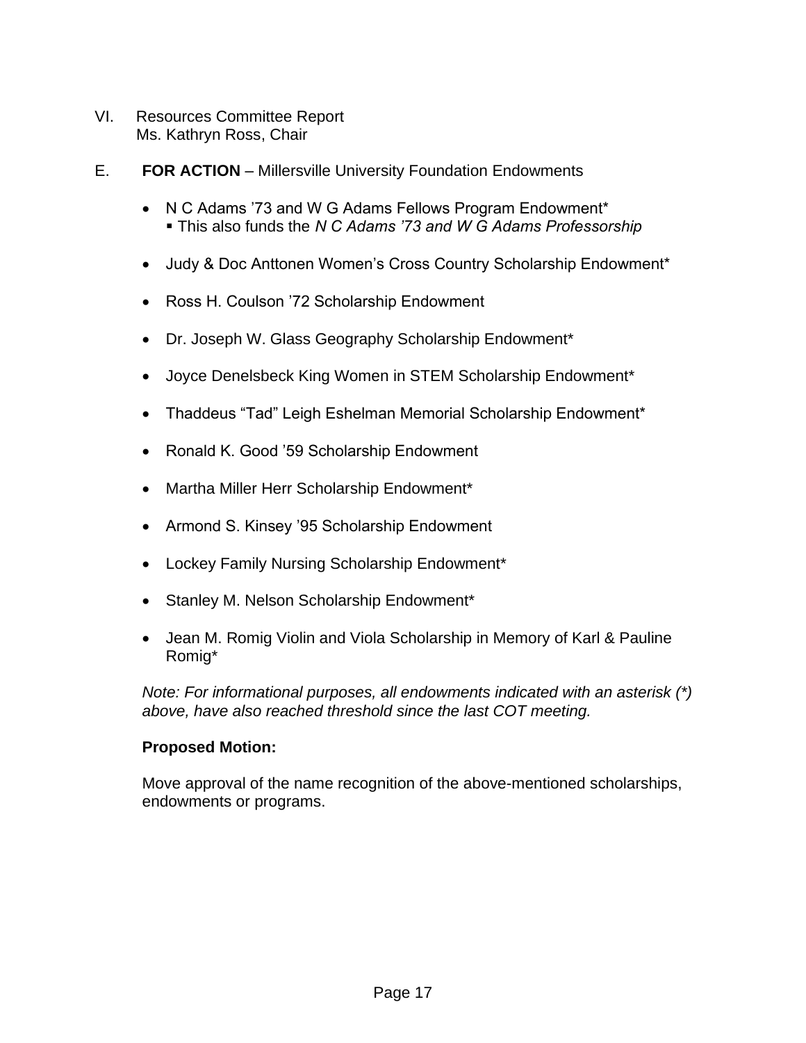VI. Resources Committee Report
Ms. Kathryn Ross, Chair

E. **FOR ACTION** – Millersville University Foundation Endowments

- N C Adams ’73 and W G Adams Fellows Program Endowment*
  - This also funds the *N C Adams ’73 and W G Adams Professorship*
- Judy & Doc Anttonen Women’s Cross Country Scholarship Endowment*
- Ross H. Coulson ’72 Scholarship Endowment
- Dr. Joseph W. Glass Geography Scholarship Endowment*
- Joyce Denelsbeck King Women in STEM Scholarship Endowment*
- Thaddeus “Tad” Leigh Eshelman Memorial Scholarship Endowment*
- Ronald K. Good ’59 Scholarship Endowment
- Martha Miller Herr Scholarship Endowment*
- Armond S. Kinsey ’95 Scholarship Endowment
- Lockey Family Nursing Scholarship Endowment*
- Stanley M. Nelson Scholarship Endowment*
- Jean M. Romig Violin and Viola Scholarship in Memory of Karl & Pauline Romig*

*Note: For informational purposes, all endowments indicated with an asterisk (*) above, have also reached threshold since the last COT meeting.*

**Proposed Motion:**

Move approval of the name recognition of the above-mentioned scholarships, endowments or programs.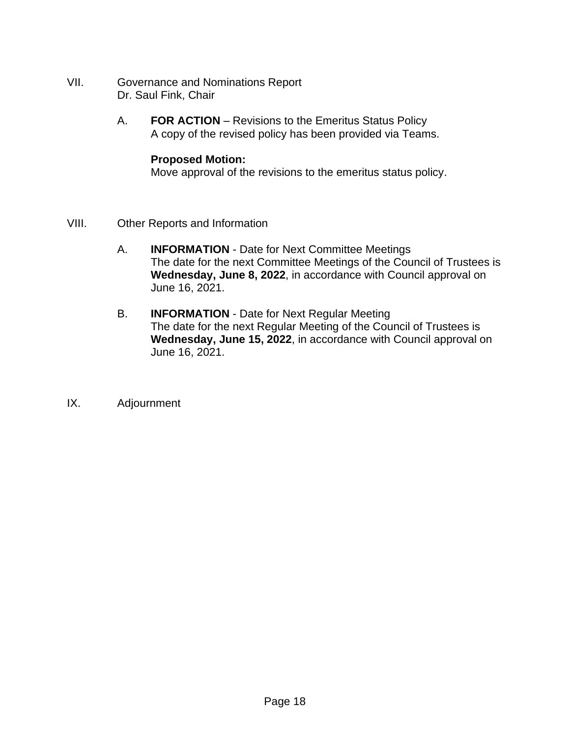VII. Governance and Nominations Report
Dr. Saul Fink, Chair

A. **FOR ACTION** – Revisions to the Emeritus Status Policy
A copy of the revised policy has been provided via Teams.

**Proposed Motion:**
Move approval of the revisions to the emeritus status policy.

VIII. Other Reports and Information

A. **INFORMATION** - Date for Next Committee Meetings
The date for the next Committee Meetings of the Council of Trustees is **Wednesday, June 8, 2022**, in accordance with Council approval on June 16, 2021.

B. **INFORMATION** - Date for Next Regular Meeting
The date for the next Regular Meeting of the Council of Trustees is **Wednesday, June 15, 2022**, in accordance with Council approval on June 16, 2021.

IX. Adjournment